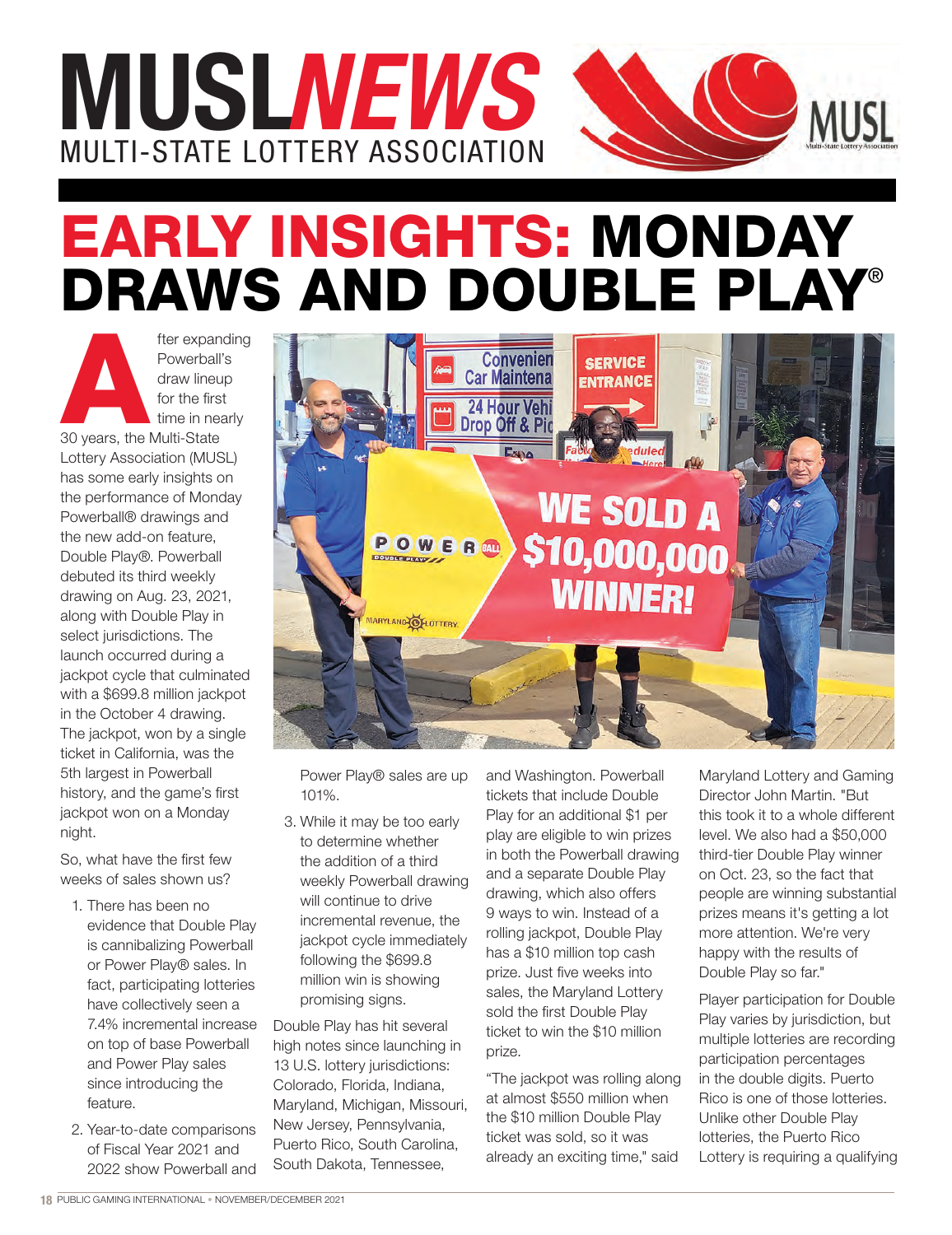# MUSL*NEWS*

MULTI-STATE LOTTERY ASSOCIATION

## EARLY INSIGHTS: MONDAY DRAWS AND DOUBLE PLAY®

After expanding Powerball's draw lineup for the first time in nearly 30 years, the Multi-State Lottery Association (MUSL) has some early insights on the performance of Monday Powerball® drawings and the new add-on feature, Double Play®. Powerball debuted its third weekly drawing on Aug. 23, 2021, along with Double Play in select jurisdictions. The launch occurred during a jackpot cycle that culminated with a $699.8 million jackpot in the October 4 drawing. The jackpot, won by a single ticket in California, was the 5th largest in Powerball history, and the game's first jackpot won on a Monday night.

So, what have the first few weeks of sales shown us?

1. There has been no evidence that Double Play is cannibalizing Powerball or Power Play® sales. In fact, participating lotteries have collectively seen a 7.4% incremental increase on top of base Powerball and Power Play sales since introducing the feature.
2. Year-to-date comparisons of Fiscal Year 2021 and 2022 show Powerball and Power Play® sales are up 101%.
3. While it may be too early to determine whether the addition of a third weekly Powerball drawing will continue to drive incremental revenue, the jackpot cycle immediately following the $699.8 million win is showing promising signs.

Double Play has hit several high notes since launching in 13 U.S. lottery jurisdictions: Colorado, Florida, Indiana, Maryland, Michigan, Missouri, New Jersey, Pennsylvania, Puerto Rico, South Carolina, South Dakota, Tennessee, and Washington. Powerball tickets that include Double Play for an additional $1 per play are eligible to win prizes in both the Powerball drawing and a separate Double Play drawing, which also offers 9 ways to win. Instead of a rolling jackpot, Double Play has a $10 million top cash prize. Just five weeks into sales, the Maryland Lottery sold the first Double Play ticket to win the $10 million prize.

"The jackpot was rolling along at almost $550 million when the $10 million Double Play ticket was sold, so it was already an exciting time," said Maryland Lottery and Gaming Director John Martin. "But this took it to a whole different level. We also had a $50,000 third-tier Double Play winner on Oct. 23, so the fact that people are winning substantial prizes means it's getting a lot more attention. We're very happy with the results of Double Play so far."

Player participation for Double Play varies by jurisdiction, but multiple lotteries are recording participation percentages in the double digits. Puerto Rico is one of those lotteries. Unlike other Double Play lotteries, the Puerto Rico Lottery is requiring a qualifying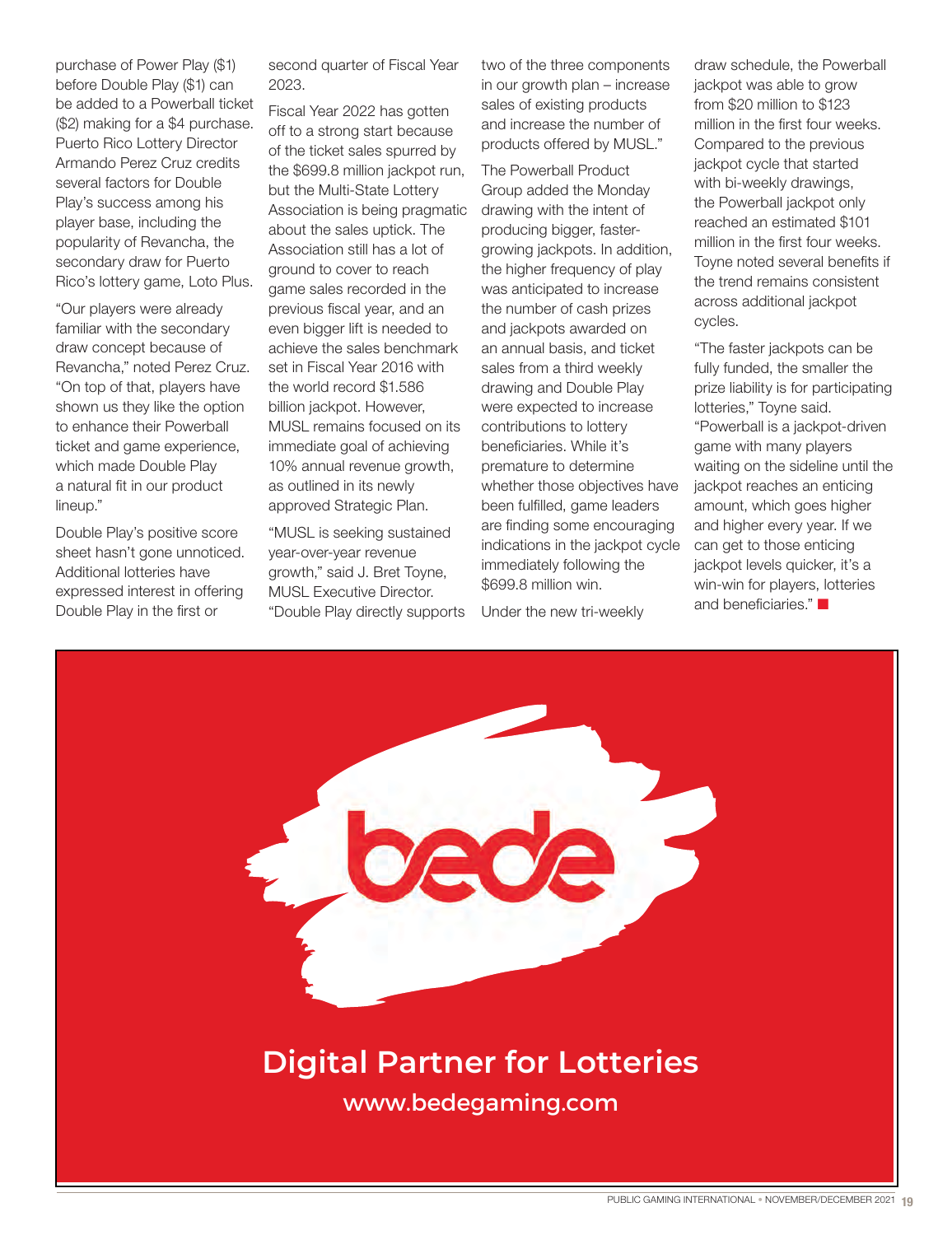purchase of Power Play ($1) before Double Play ($1) can be added to a Powerball ticket ($2) making for a $4 purchase. Puerto Rico Lottery Director Armando Perez Cruz credits several factors for Double Play's success among his player base, including the popularity of Revancha, the secondary draw for Puerto Rico's lottery game, Loto Plus.

"Our players were already familiar with the secondary draw concept because of Revancha," noted Perez Cruz. "On top of that, players have shown us they like the option to enhance their Powerball ticket and game experience, which made Double Play a natural fit in our product lineup."

Double Play's positive score sheet hasn't gone unnoticed. Additional lotteries have expressed interest in offering Double Play in the first or second quarter of Fiscal Year 2023.

Fiscal Year 2022 has gotten off to a strong start because of the ticket sales spurred by the $699.8 million jackpot run, but the Multi-State Lottery Association is being pragmatic about the sales uptick. The Association still has a lot of ground to cover to reach game sales recorded in the previous fiscal year, and an even bigger lift is needed to achieve the sales benchmark set in Fiscal Year 2016 with the world record $1.586 billion jackpot. However, MUSL remains focused on its immediate goal of achieving 10% annual revenue growth, as outlined in its newly approved Strategic Plan.

"MUSL is seeking sustained year-over-year revenue growth," said J. Bret Toyne, MUSL Executive Director. "Double Play directly supports two of the three components in our growth plan – increase sales of existing products and increase the number of products offered by MUSL."

The Powerball Product Group added the Monday drawing with the intent of producing bigger, faster-growing jackpots. In addition, the higher frequency of play was anticipated to increase the number of cash prizes and jackpots awarded on an annual basis, and ticket sales from a third weekly drawing and Double Play were expected to increase contributions to lottery beneficiaries. While it's premature to determine whether those objectives have been fulfilled, game leaders are finding some encouraging indications in the jackpot cycle immediately following the $699.8 million win.

Under the new tri-weekly draw schedule, the Powerball jackpot was able to grow from $20 million to $123 million in the first four weeks. Compared to the previous jackpot cycle that started with bi-weekly drawings, the Powerball jackpot only reached an estimated $101 million in the first four weeks. Toyne noted several benefits if the trend remains consistent across additional jackpot cycles.

"The faster jackpots can be fully funded, the smaller the prize liability is for participating lotteries," Toyne said. "Powerball is a jackpot-driven game with many players waiting on the sideline until the jackpot reaches an enticing amount, which goes higher and higher every year. If we can get to those enticing jackpot levels quicker, it's a win-win for players, lotteries and beneficiaries." ■

bede

**Digital Partner for Lotteries**

**www.bedegaming.com**